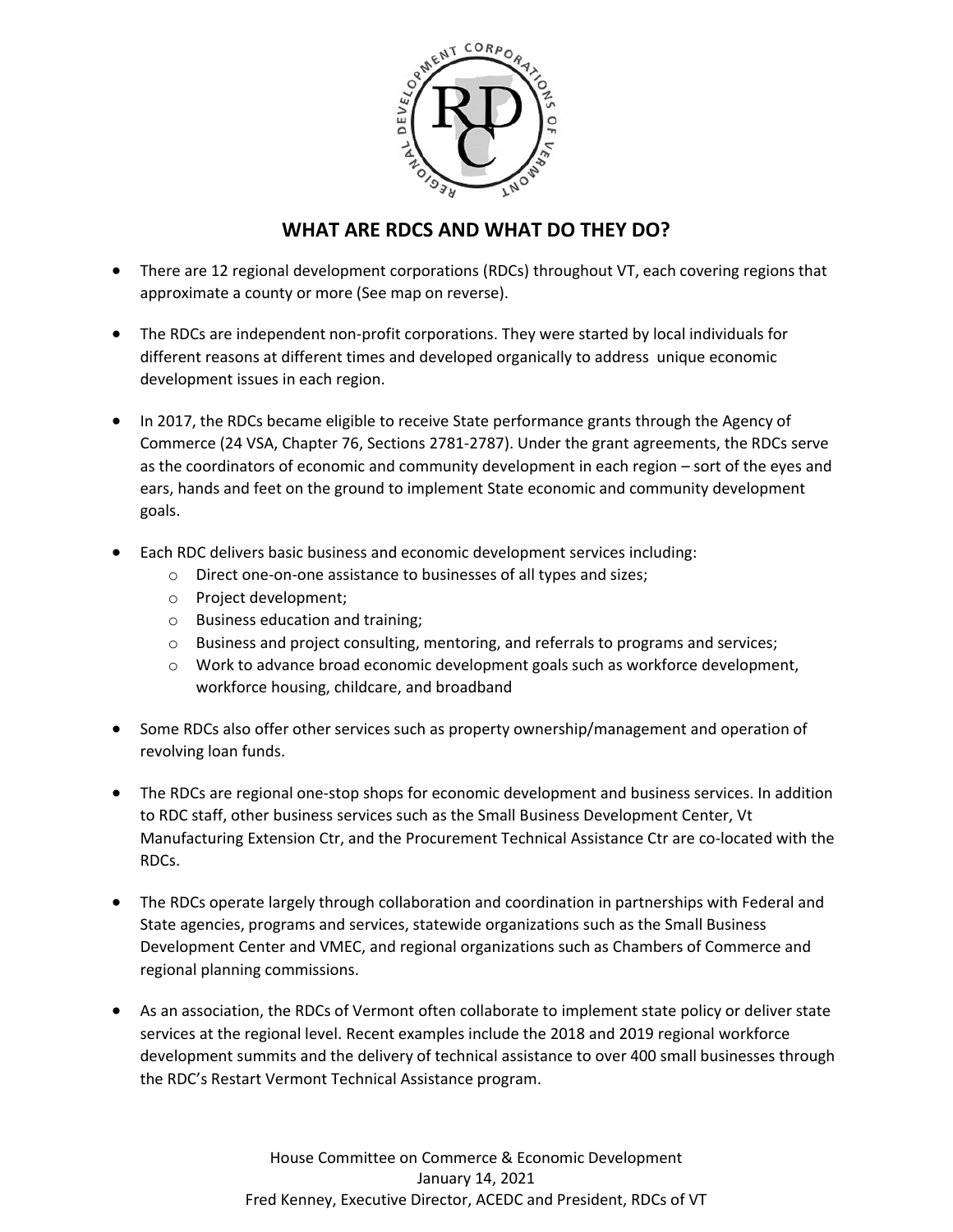# WHAT ARE RDCS AND WHAT DO THEY DO?

- There are 12 regional development corporations (RDCs) throughout VT, each covering regions that approximate a county or more (See map on reverse).

- The RDCs are independent non-profit corporations. They were started by local individuals for different reasons at different times and developed organically to address unique economic development issues in each region.

- In 2017, the RDCs became eligible to receive State performance grants through the Agency of Commerce (24 VSA, Chapter 76, Sections 2781-2787). Under the grant agreements, the RDCs serve as the coordinators of economic and community development in each region – sort of the eyes and ears, hands and feet on the ground to implement State economic and community development goals.

- Each RDC delivers basic business and economic development services including:
  - Direct one-on-one assistance to businesses of all types and sizes;
  - Project development;
  - Business education and training;
  - Business and project consulting, mentoring, and referrals to programs and services;
  - Work to advance broad economic development goals such as workforce development, workforce housing, childcare, and broadband

- Some RDCs also offer other services such as property ownership/management and operation of revolving loan funds.

- The RDCs are regional one-stop shops for economic development and business services. In addition to RDC staff, other business services such as the Small Business Development Center, Vt Manufacturing Extension Ctr, and the Procurement Technical Assistance Ctr are co-located with the RDCs.

- The RDCs operate largely through collaboration and coordination in partnerships with Federal and State agencies, programs and services, statewide organizations such as the Small Business Development Center and VMEC, and regional organizations such as Chambers of Commerce and regional planning commissions.

- As an association, the RDCs of Vermont often collaborate to implement state policy or deliver state services at the regional level. Recent examples include the 2018 and 2019 regional workforce development summits and the delivery of technical assistance to over 400 small businesses through the RDC's Restart Vermont Technical Assistance program.

House Committee on Commerce & Economic Development
January 14, 2021
Fred Kenney, Executive Director, ACEDC and President, RDCs of VT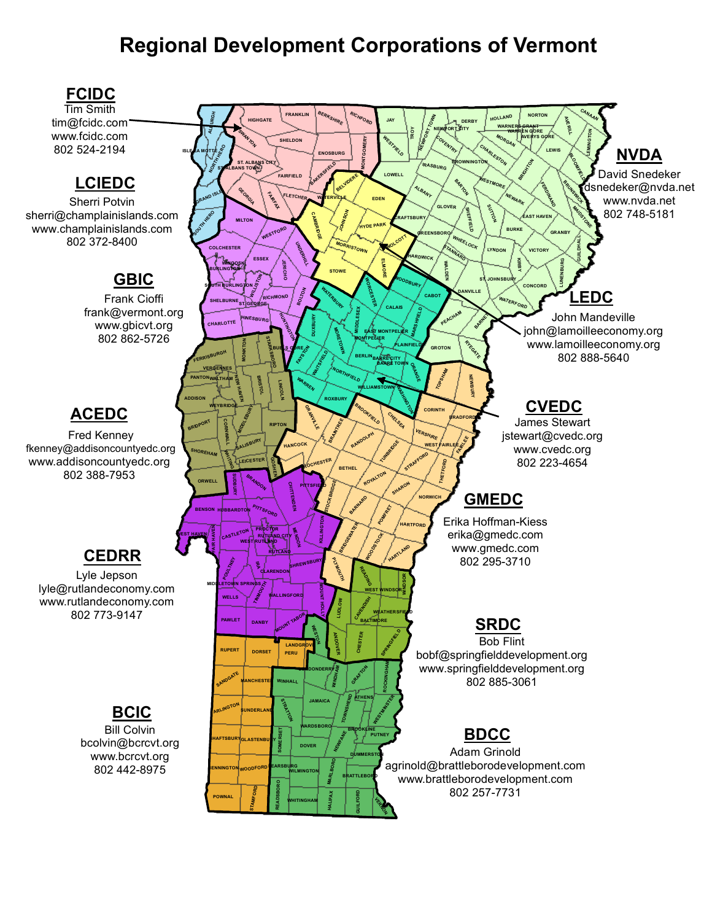# Regional Development Corporations of Vermont

**FCIDC**
Tim Smith
tim@fcidc.com
www.fcidc.com
802 524-2194

**LCIEDC**
Sherri Potvin
sherri@champlainislands.com
www.champlainislands.com
802 372-8400

**GBIC**
Frank Cioffi
frank@vermont.org
www.gbicvt.org
802 862-5726

**ACEDC**
Fred Kenney
fkenney@addisoncountyedc.org
www.addisoncountyedc.org
802 388-7953

**CEDRR**
Lyle Jepson
lyle@rutlandeconomy.com
www.rutlandeconomy.com
802 773-9147

**BCIC**
Bill Colvin
bcolvin@bcrcvt.org
www.bcrcvt.org
802 442-8975

**NVDA**
David Snedeker
dsnedeker@nvda.net
www.nvda.net
802 748-5181

**LEDC**
John Mandeville
john@lamoilleeconomy.org
www.lamoilleeconomy.org
802 888-5640

**CVEDC**
James Stewart
jstewart@cvedc.org
www.cvedc.org
802 223-4654

**GMEDC**
Erika Hoffman-Kiess
erika@gmedc.com
www.gmedc.com
802 295-3710

**SRDC**
Bob Flint
bobf@springfielddevelopment.org
www.springfielddevelopment.org
802 885-3061

**BDCC**
Adam Grinold
agrinold@brattlebororodevelopment.com
www.brattleborodevelopment.com
802 257-7731